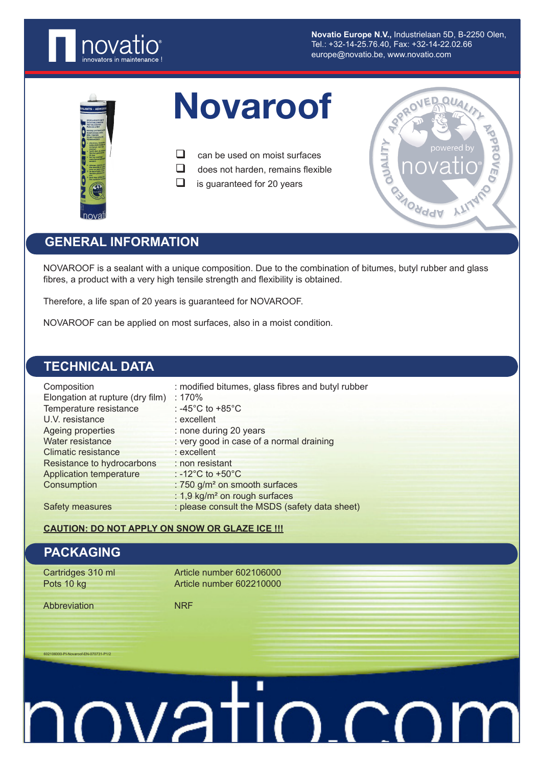**Novatio Europe N.V.**, Industrielaan 5D, B-2250 Olen,
Tel.: +32-14-25.76.40, Fax: +32-14-22.02.66
europe@novatio.be, www.novatio.com

# Novaroof

- can be used on moist surfaces
- does not harden, remains flexible
- is guaranteed for 20 years

## GENERAL INFORMATION

NOVAROOF is a sealant with a unique composition. Due to the combination of bitumes, butyl rubber and glass fibres, a product with a very high tensile strength and flexibility is obtained.

Therefore, a life span of 20 years is guaranteed for NOVAROOF.

NOVAROOF can be applied on most surfaces, also in a moist condition.

## TECHNICAL DATA

| | |
|---|---|
| Composition | : modified bitumes, glass fibres and butyl rubber |
| Elongation at rupture (dry film) | : 170% |
| Temperature resistance | : -45°C to +85°C |
| U.V. resistance | : excellent |
| Ageing properties | : none during 20 years |
| Water resistance | : very good in case of a normal draining |
| Climatic resistance | : excellent |
| Resistance to hydrocarbons | : non resistant |
| Application temperature | : -12°C to +50°C |
| Consumption | : 750 g/m² on smooth surfaces |
| | : 1,9 kg/m² on rough surfaces |
| Safety measures | : please consult the MSDS (safety data sheet) |

**CAUTION: DO NOT APPLY ON SNOW OR GLAZE ICE !!!**

## PACKAGING

| | |
|---|---|
| Cartridges 310 ml | Article number 602106000 |
| Pots 10 kg | Article number 602210000 |
| Abbreviation | NRF |

602106000-PI-Novaroof-EN-070731-P1/2

novatio.com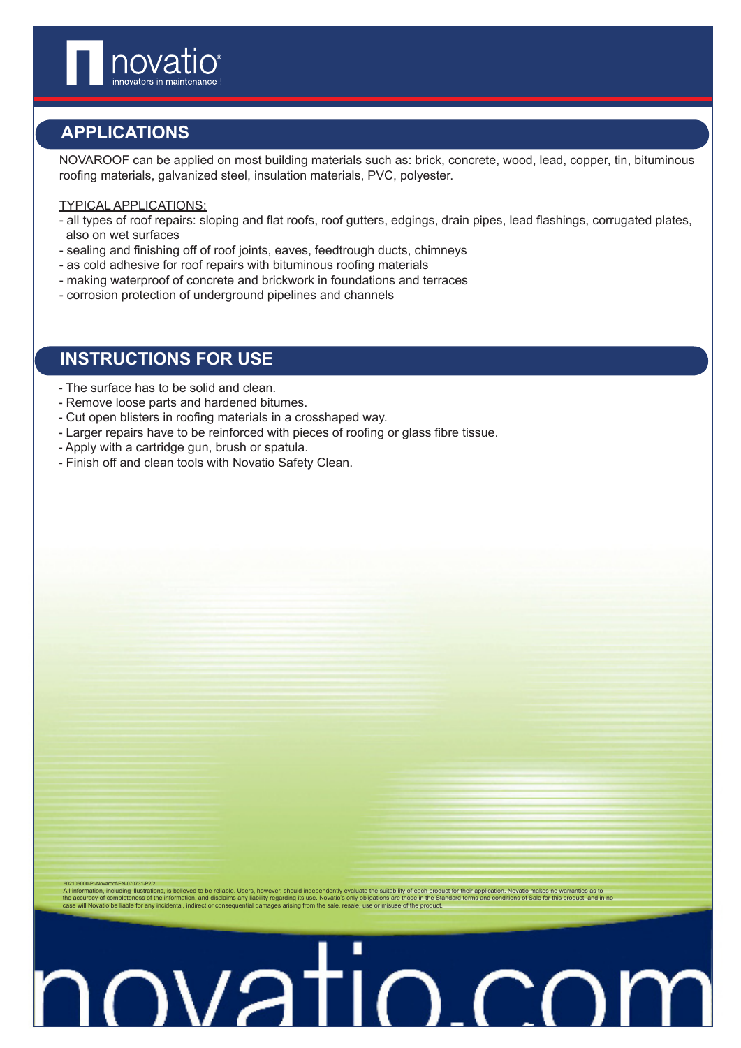## APPLICATIONS

NOVAROOF can be applied on most building materials such as: brick, concrete, wood, lead, copper, tin, bituminous roofing materials, galvanized steel, insulation materials, PVC, polyester.

TYPICAL APPLICATIONS:

- all types of roof repairs: sloping and flat roofs, roof gutters, edgings, drain pipes, lead flashings, corrugated plates, also on wet surfaces
- sealing and finishing off of roof joints, eaves, feedtrough ducts, chimneys
- as cold adhesive for roof repairs with bituminous roofing materials
- making waterproof of concrete and brickwork in foundations and terraces
- corrosion protection of underground pipelines and channels

## INSTRUCTIONS FOR USE

- The surface has to be solid and clean.
- Remove loose parts and hardened bitumes.
- Cut open blisters in roofing materials in a crosshaped way.
- Larger repairs have to be reinforced with pieces of roofing or glass fibre tissue.
- Apply with a cartridge gun, brush or spatula.
- Finish off and clean tools with Novatio Safety Clean.

602106000-PI-Novaroof-EN-070731-P2/2

All information, including illustrations, is believed to be reliable. Users, however, should independently evaluate the suitability of each product for their application. Novatio makes no warranties as to the accuracy of completeness of the information, and disclaims any liability regarding its use. Novatio's only obligations are those in the Standard terms and conditions of Sale for this product, and in no case will Novatio be liable for any incidental, indirect or consequential damages arising from the sale, resale, use or misuse of the product.

novatio.com